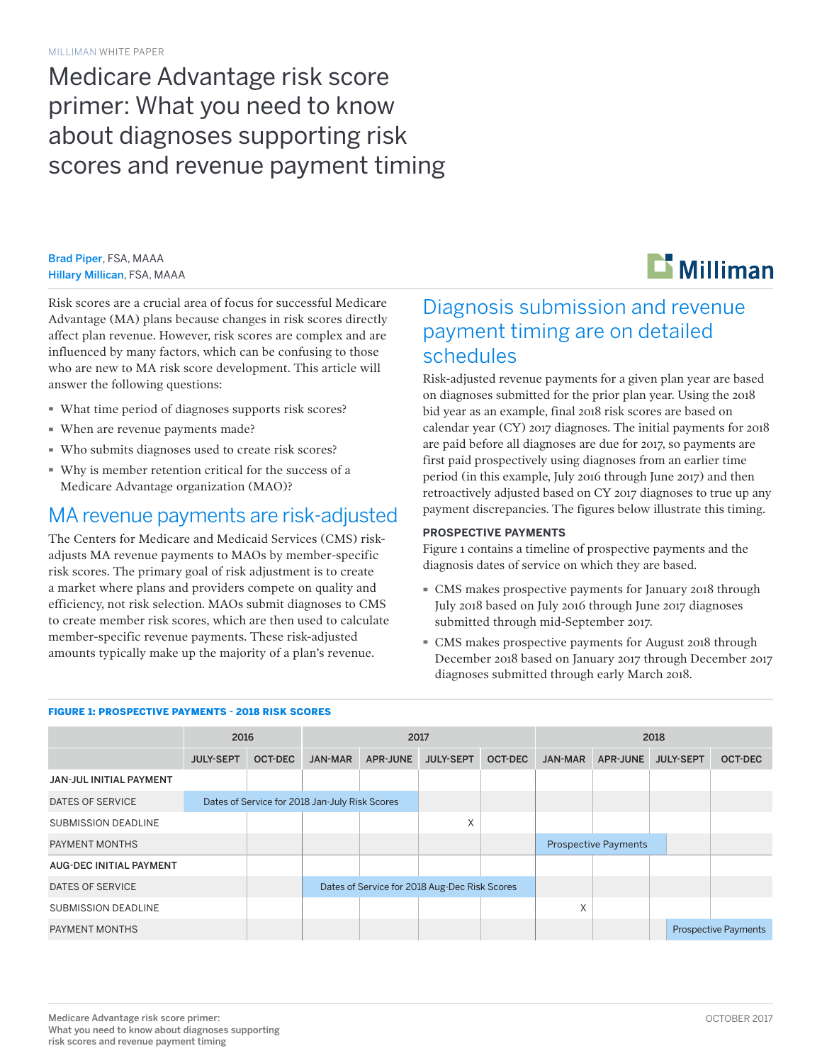MILLIMAN WHITE PAPER

# Medicare Advantage risk score primer: What you need to know about diagnoses supporting risk scores and revenue payment timing

**Brad Piper**, FSA, MAAA
**Hillary Millican**, FSA, MAAA

Risk scores are a crucial area of focus for successful Medicare Advantage (MA) plans because changes in risk scores directly affect plan revenue. However, risk scores are complex and are influenced by many factors, which can be confusing to those who are new to MA risk score development. This article will answer the following questions:

- What time period of diagnoses supports risk scores?
- When are revenue payments made?
- Who submits diagnoses used to create risk scores?
- Why is member retention critical for the success of a Medicare Advantage organization (MAO)?

## MA revenue payments are risk-adjusted

The Centers for Medicare and Medicaid Services (CMS) risk-adjusts MA revenue payments to MAOs by member-specific risk scores. The primary goal of risk adjustment is to create a market where plans and providers compete on quality and efficiency, not risk selection. MAOs submit diagnoses to CMS to create member risk scores, which are then used to calculate member-specific revenue payments. These risk-adjusted amounts typically make up the majority of a plan's revenue.

## Diagnosis submission and revenue payment timing are on detailed schedules

Risk-adjusted revenue payments for a given plan year are based on diagnoses submitted for the prior plan year. Using the 2018 bid year as an example, final 2018 risk scores are based on calendar year (CY) 2017 diagnoses. The initial payments for 2018 are paid before all diagnoses are due for 2017, so payments are first paid prospectively using diagnoses from an earlier time period (in this example, July 2016 through June 2017) and then retroactively adjusted based on CY 2017 diagnoses to true up any payment discrepancies. The figures below illustrate this timing.

### PROSPECTIVE PAYMENTS

Figure 1 contains a timeline of prospective payments and the diagnosis dates of service on which they are based.

- CMS makes prospective payments for January 2018 through July 2018 based on July 2016 through June 2017 diagnoses submitted through mid-September 2017.
- CMS makes prospective payments for August 2018 through December 2018 based on January 2017 through December 2017 diagnoses submitted through early March 2018.

**FIGURE 1: PROSPECTIVE PAYMENTS - 2018 RISK SCORES**

| | 2016 | | 2017 | | | | 2018 | | | |
|---|---|---|---|---|---|---|---|---|---|---|
| | JULY-SEPT | OCT-DEC | JAN-MAR | APR-JUNE | JULY-SEPT | OCT-DEC | JAN-MAR | APR-JUNE | JULY-SEPT | OCT-DEC |
| **JAN-JUL INITIAL PAYMENT** | | | | | | | | | | |
| DATES OF SERVICE | Dates of Service for 2018 Jan-July Risk Scores | | | | | | | | | |
| SUBMISSION DEADLINE | | | | | X | | | | | |
| PAYMENT MONTHS | | | | | | | Prospective Payments | | | |
| **AUG-DEC INITIAL PAYMENT** | | | | | | | | | | |
| DATES OF SERVICE | | | Dates of Service for 2018 Aug-Dec Risk Scores | | | | | | | |
| SUBMISSION DEADLINE | | | | | | | X | | | |
| PAYMENT MONTHS | | | | | | | | | | Prospective Payments |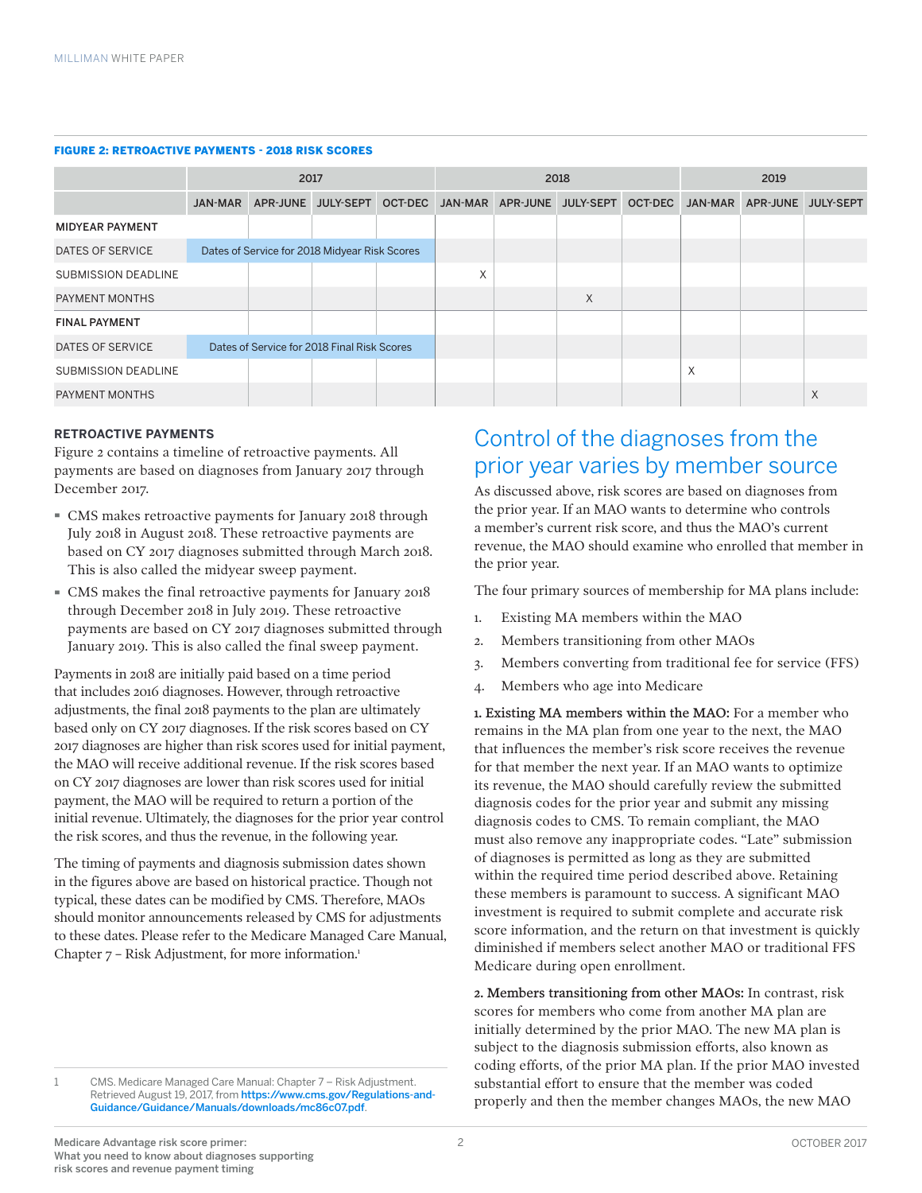**FIGURE 2: RETROACTIVE PAYMENTS - 2018 RISK SCORES**

| | 2017 | | | | 2018 | | | | 2019 | | |
|---|---|---|---|---|---|---|---|---|---|---|---|
| | JAN-MAR | APR-JUNE | JULY-SEPT | OCT-DEC | JAN-MAR | APR-JUNE | JULY-SEPT | OCT-DEC | JAN-MAR | APR-JUNE | JULY-SEPT |
| **MIDYEAR PAYMENT** | | | | | | | | | | | |
| DATES OF SERVICE | Dates of Service for 2018 Midyear Risk Scores | | | | | | | | | | |
| SUBMISSION DEADLINE | | | | | X | | | | | | |
| PAYMENT MONTHS | | | | | | | X | | | | |
| **FINAL PAYMENT** | | | | | | | | | | | |
| DATES OF SERVICE | Dates of Service for 2018 Final Risk Scores | | | | | | | | | | |
| SUBMISSION DEADLINE | | | | | | | | | X | | |
| PAYMENT MONTHS | | | | | | | | | | | X |

### RETROACTIVE PAYMENTS

Figure 2 contains a timeline of retroactive payments. All payments are based on diagnoses from January 2017 through December 2017.

- CMS makes retroactive payments for January 2018 through July 2018 in August 2018. These retroactive payments are based on CY 2017 diagnoses submitted through March 2018. This is also called the midyear sweep payment.
- CMS makes the final retroactive payments for January 2018 through December 2018 in July 2019. These retroactive payments are based on CY 2017 diagnoses submitted through January 2019. This is also called the final sweep payment.

Payments in 2018 are initially paid based on a time period that includes 2016 diagnoses. However, through retroactive adjustments, the final 2018 payments to the plan are ultimately based only on CY 2017 diagnoses. If the risk scores based on CY 2017 diagnoses are higher than risk scores used for initial payment, the MAO will receive additional revenue. If the risk scores based on CY 2017 diagnoses are lower than risk scores used for initial payment, the MAO will be required to return a portion of the initial revenue. Ultimately, the diagnoses for the prior year control the risk scores, and thus the revenue, in the following year.

The timing of payments and diagnosis submission dates shown in the figures above are based on historical practice. Though not typical, these dates can be modified by CMS. Therefore, MAOs should monitor announcements released by CMS for adjustments to these dates. Please refer to the Medicare Managed Care Manual, Chapter 7 – Risk Adjustment, for more information.[1]

## Control of the diagnoses from the prior year varies by member source

As discussed above, risk scores are based on diagnoses from the prior year. If an MAO wants to determine who controls a member's current risk score, and thus the MAO's current revenue, the MAO should examine who enrolled that member in the prior year.

The four primary sources of membership for MA plans include:

1. Existing MA members within the MAO
2. Members transitioning from other MAOs
3. Members converting from traditional fee for service (FFS)
4. Members who age into Medicare

**1. Existing MA members within the MAO:** For a member who remains in the MA plan from one year to the next, the MAO that influences the member's risk score receives the revenue for that member the next year. If an MAO wants to optimize its revenue, the MAO should carefully review the submitted diagnosis codes for the prior year and submit any missing diagnosis codes to CMS. To remain compliant, the MAO must also remove any inappropriate codes. "Late" submission of diagnoses is permitted as long as they are submitted within the required time period described above. Retaining these members is paramount to success. A significant MAO investment is required to submit complete and accurate risk score information, and the return on that investment is quickly diminished if members select another MAO or traditional FFS Medicare during open enrollment.

**2. Members transitioning from other MAOs:** In contrast, risk scores for members who come from another MA plan are initially determined by the prior MAO. The new MA plan is subject to the diagnosis submission efforts, also known as coding efforts, of the prior MA plan. If the prior MAO invested substantial effort to ensure that the member was coded properly and then the member changes MAOs, the new MAO

1 CMS. Medicare Managed Care Manual: Chapter 7 – Risk Adjustment. Retrieved August 19, 2017, from https://www.cms.gov/Regulations-and-Guidance/Guidance/Manuals/downloads/mc86c07.pdf.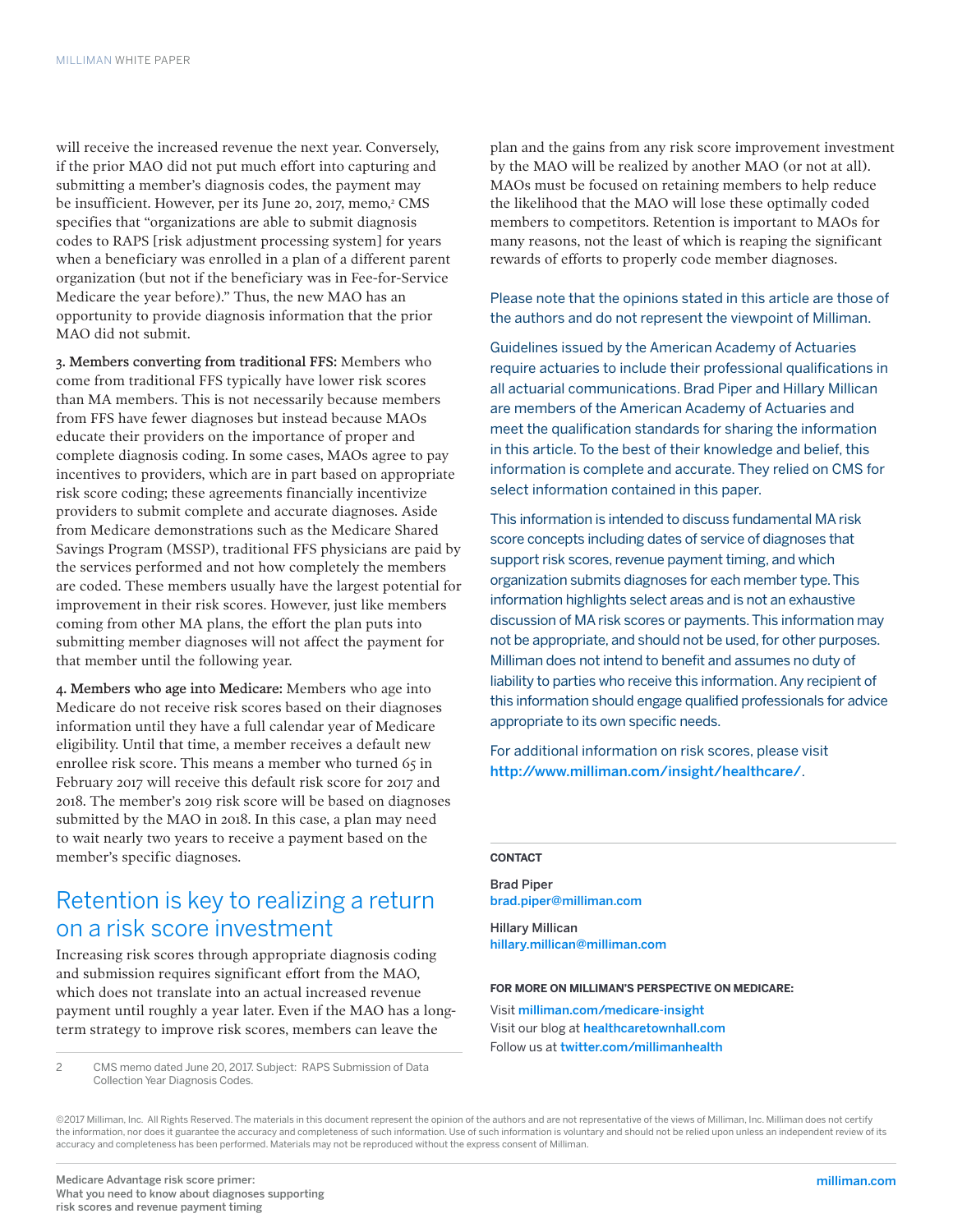will receive the increased revenue the next year. Conversely, if the prior MAO did not put much effort into capturing and submitting a member's diagnosis codes, the payment may be insufficient. However, per its June 20, 2017, memo,[2] CMS specifies that "organizations are able to submit diagnosis codes to RAPS [risk adjustment processing system] for years when a beneficiary was enrolled in a plan of a different parent organization (but not if the beneficiary was in Fee-for-Service Medicare the year before)." Thus, the new MAO has an opportunity to provide diagnosis information that the prior MAO did not submit.

**3. Members converting from traditional FFS:** Members who come from traditional FFS typically have lower risk scores than MA members. This is not necessarily because members from FFS have fewer diagnoses but instead because MAOs educate their providers on the importance of proper and complete diagnosis coding. In some cases, MAOs agree to pay incentives to providers, which are in part based on appropriate risk score coding; these agreements financially incentivize providers to submit complete and accurate diagnoses. Aside from Medicare demonstrations such as the Medicare Shared Savings Program (MSSP), traditional FFS physicians are paid by the services performed and not how completely the members are coded. These members usually have the largest potential for improvement in their risk scores. However, just like members coming from other MA plans, the effort the plan puts into submitting member diagnoses will not affect the payment for that member until the following year.

**4. Members who age into Medicare:** Members who age into Medicare do not receive risk scores based on their diagnoses information until they have a full calendar year of Medicare eligibility. Until that time, a member receives a default new enrollee risk score. This means a member who turned 65 in February 2017 will receive this default risk score for 2017 and 2018. The member's 2019 risk score will be based on diagnoses submitted by the MAO in 2018. In this case, a plan may need to wait nearly two years to receive a payment based on the member's specific diagnoses.

## Retention is key to realizing a return on a risk score investment

Increasing risk scores through appropriate diagnosis coding and submission requires significant effort from the MAO, which does not translate into an actual increased revenue payment until roughly a year later. Even if the MAO has a long-term strategy to improve risk scores, members can leave the plan and the gains from any risk score improvement investment by the MAO will be realized by another MAO (or not at all). MAOs must be focused on retaining members to help reduce the likelihood that the MAO will lose these optimally coded members to competitors. Retention is important to MAOs for many reasons, not the least of which is reaping the significant rewards of efforts to properly code member diagnoses.

Please note that the opinions stated in this article are those of the authors and do not represent the viewpoint of Milliman.

Guidelines issued by the American Academy of Actuaries require actuaries to include their professional qualifications in all actuarial communications. Brad Piper and Hillary Millican are members of the American Academy of Actuaries and meet the qualification standards for sharing the information in this article. To the best of their knowledge and belief, this information is complete and accurate. They relied on CMS for select information contained in this paper.

This information is intended to discuss fundamental MA risk score concepts including dates of service of diagnoses that support risk scores, revenue payment timing, and which organization submits diagnoses for each member type. This information highlights select areas and is not an exhaustive discussion of MA risk scores or payments. This information may not be appropriate, and should not be used, for other purposes. Milliman does not intend to benefit and assumes no duty of liability to parties who receive this information. Any recipient of this information should engage qualified professionals for advice appropriate to its own specific needs.

For additional information on risk scores, please visit **http://www.milliman.com/insight/healthcare/**.

**CONTACT**

Brad Piper
**brad.piper@milliman.com**

Hillary Millican
**hillary.millican@milliman.com**

**FOR MORE ON MILLIMAN'S PERSPECTIVE ON MEDICARE:**

Visit **milliman.com/medicare-insight**
Visit our blog at **healthcaretownhall.com**
Follow us at **twitter.com/millimanhealth**

2 CMS memo dated June 20, 2017. Subject: RAPS Submission of Data Collection Year Diagnosis Codes.

©2017 Milliman, Inc. All Rights Reserved. The materials in this document represent the opinion of the authors and are not representative of the views of Milliman, Inc. Milliman does not certify the information, nor does it guarantee the accuracy and completeness of such information. Use of such information is voluntary and should not be relied upon unless an independent review of its accuracy and completeness has been performed. Materials may not be reproduced without the express consent of Milliman.